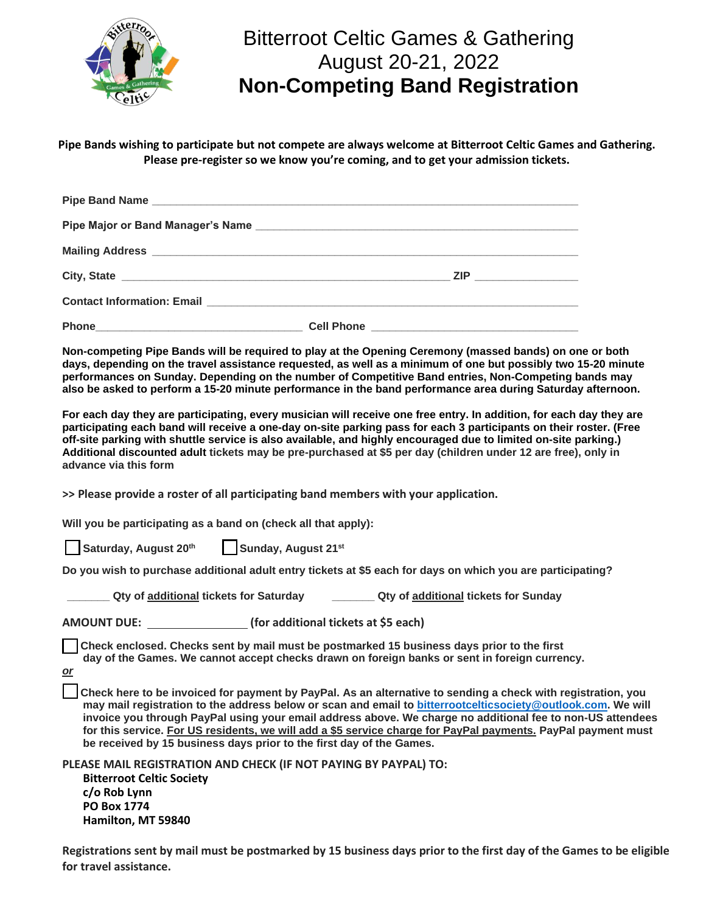# Bitterroot Celtic Games & Gathering
# August 20-21, 2022
# Non-Competing Band Registration

**Pipe Bands wishing to participate but not compete are always welcome at Bitterroot Celtic Games and Gathering. Please pre-register so we know you're coming, and to get your admission tickets.**

**Pipe Band Name** ______________________________________________________________________

**Pipe Major or Band Manager's Name** _____________________________________________________

**Mailing Address** ______________________________________________________________________

**City, State** _________________________________________________ **ZIP** _______________

**Contact Information: Email** _______________________________________________________________

**Phone**________________________________ **Cell Phone** ________________________________

**Non-competing Pipe Bands will be required to play at the Opening Ceremony (massed bands) on one or both days, depending on the travel assistance requested, as well as a minimum of one but possibly two 15-20 minute performances on Sunday. Depending on the number of Competitive Band entries, Non-Competing bands may also be asked to perform a 15-20 minute performance in the band performance area during Saturday afternoon.**

**For each day they are participating, every musician will receive one free entry. In addition, for each day they are participating each band will receive a one-day on-site parking pass for each 3 participants on their roster. (Free off-site parking with shuttle service is also available, and highly encouraged due to limited on-site parking.) Additional discounted adult tickets may be pre-purchased at $5 per day (children under 12 are free), only in advance via this form**

**>> Please provide a roster of all participating band members with your application.**

**Will you be participating as a band on (check all that apply):**

☐ **Saturday, August 20th** ☐ **Sunday, August 21st**

**Do you wish to purchase additional adult entry tickets at $5 each for days on which you are participating?**

_______ **Qty of additional tickets for Saturday** _______ **Qty of additional tickets for Sunday**

**AMOUNT DUE:** _______________ **(for additional tickets at $5 each)**

☐ **Check enclosed. Checks sent by mail must be postmarked 15 business days prior to the first day of the Games. We cannot accept checks drawn on foreign banks or sent in foreign currency.**

***or***

☐ **Check here to be invoiced for payment by PayPal. As an alternative to sending a check with registration, you may mail registration to the address below or scan and email to [bitterrootcelticsociety@outlook.com](mailto:bitterrootcelticsociety@outlook.com). We will invoice you through PayPal using your email address above. We charge no additional fee to non-US attendees for this service. For US residents, we will add a $5 service charge for PayPal payments. PayPal payment must be received by 15 business days prior to the first day of the Games.**

**PLEASE MAIL REGISTRATION AND CHECK (IF NOT PAYING BY PAYPAL) TO:**

**Bitterroot Celtic Society**
**c/o Rob Lynn**
**PO Box 1774**
**Hamilton, MT 59840**

**Registrations sent by mail must be postmarked by 15 business days prior to the first day of the Games to be eligible for travel assistance.**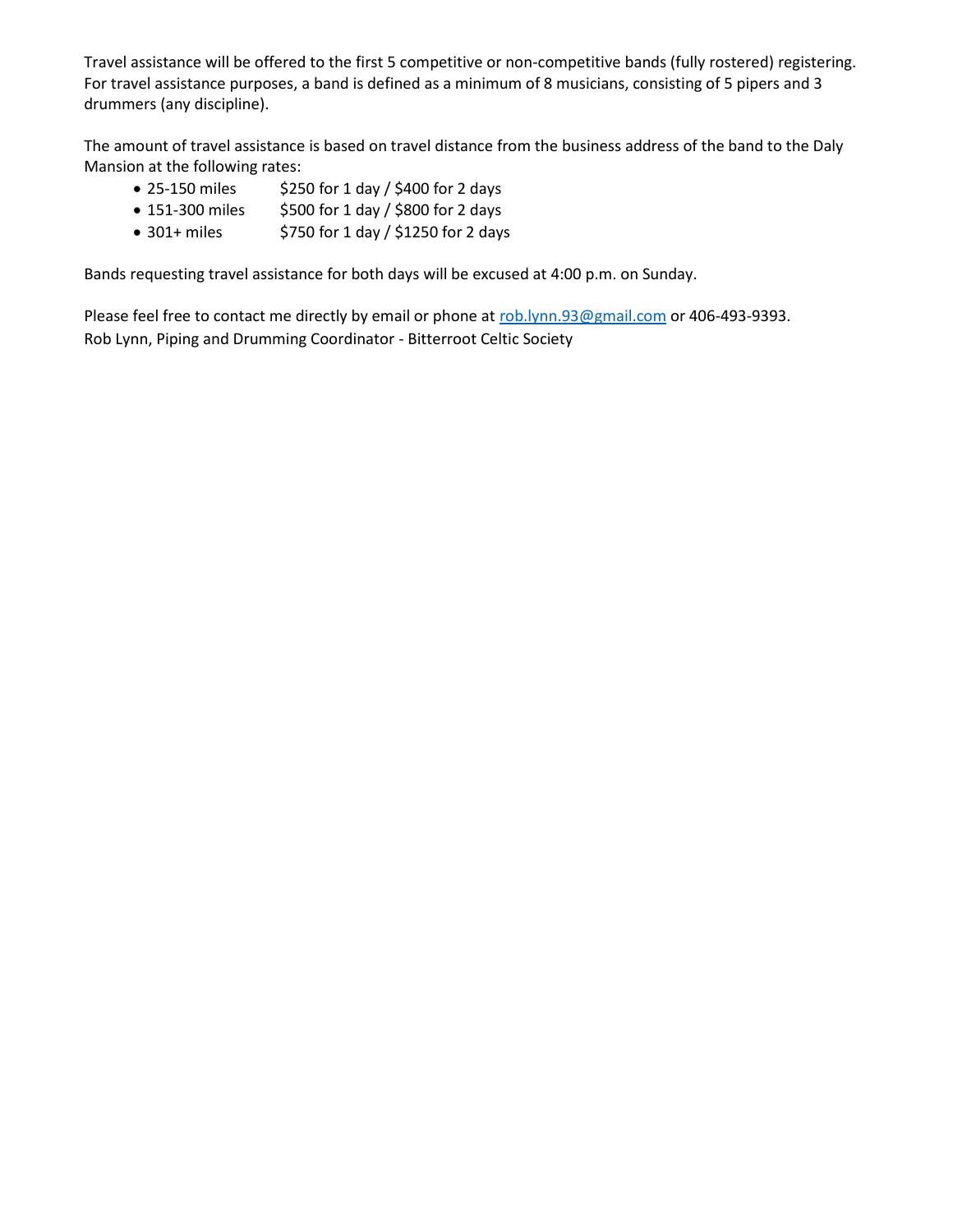Travel assistance will be offered to the first 5 competitive or non-competitive bands (fully rostered) registering. For travel assistance purposes, a band is defined as a minimum of 8 musicians, consisting of 5 pipers and 3 drummers (any discipline).

The amount of travel assistance is based on travel distance from the business address of the band to the Daly Mansion at the following rates:

- 25-150 miles    $250 for 1 day / $400 for 2 days
- 151-300 miles    $500 for 1 day / $800 for 2 days
- 301+ miles    $750 for 1 day / $1250 for 2 days

Bands requesting travel assistance for both days will be excused at 4:00 p.m. on Sunday.

Please feel free to contact me directly by email or phone at rob.lynn.93@gmail.com or 406-493-9393.
Rob Lynn, Piping and Drumming Coordinator - Bitterroot Celtic Society